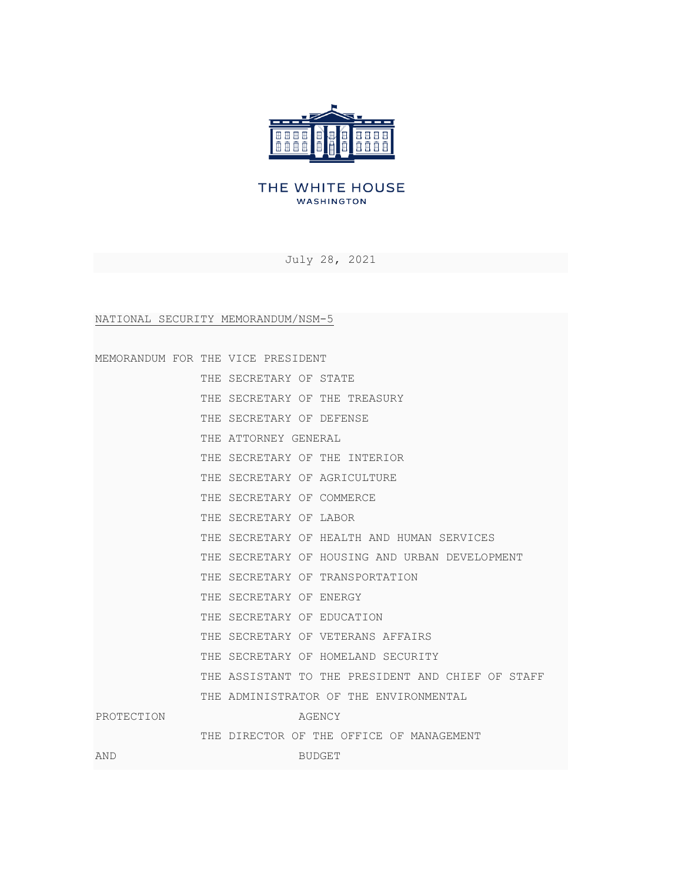THE WHITE HOUSE
WASHINGTON

July 28, 2021

NATIONAL SECURITY MEMORANDUM/NSM-5

MEMORANDUM FOR THE VICE PRESIDENT
THE SECRETARY OF STATE
THE SECRETARY OF THE TREASURY
THE SECRETARY OF DEFENSE
THE ATTORNEY GENERAL
THE SECRETARY OF THE INTERIOR
THE SECRETARY OF AGRICULTURE
THE SECRETARY OF COMMERCE
THE SECRETARY OF LABOR
THE SECRETARY OF HEALTH AND HUMAN SERVICES
THE SECRETARY OF HOUSING AND URBAN DEVELOPMENT
THE SECRETARY OF TRANSPORTATION
THE SECRETARY OF ENERGY
THE SECRETARY OF EDUCATION
THE SECRETARY OF VETERANS AFFAIRS
THE SECRETARY OF HOMELAND SECURITY
THE ASSISTANT TO THE PRESIDENT AND CHIEF OF STAFF
THE ADMINISTRATOR OF THE ENVIRONMENTAL PROTECTION AGENCY
THE DIRECTOR OF THE OFFICE OF MANAGEMENT AND BUDGET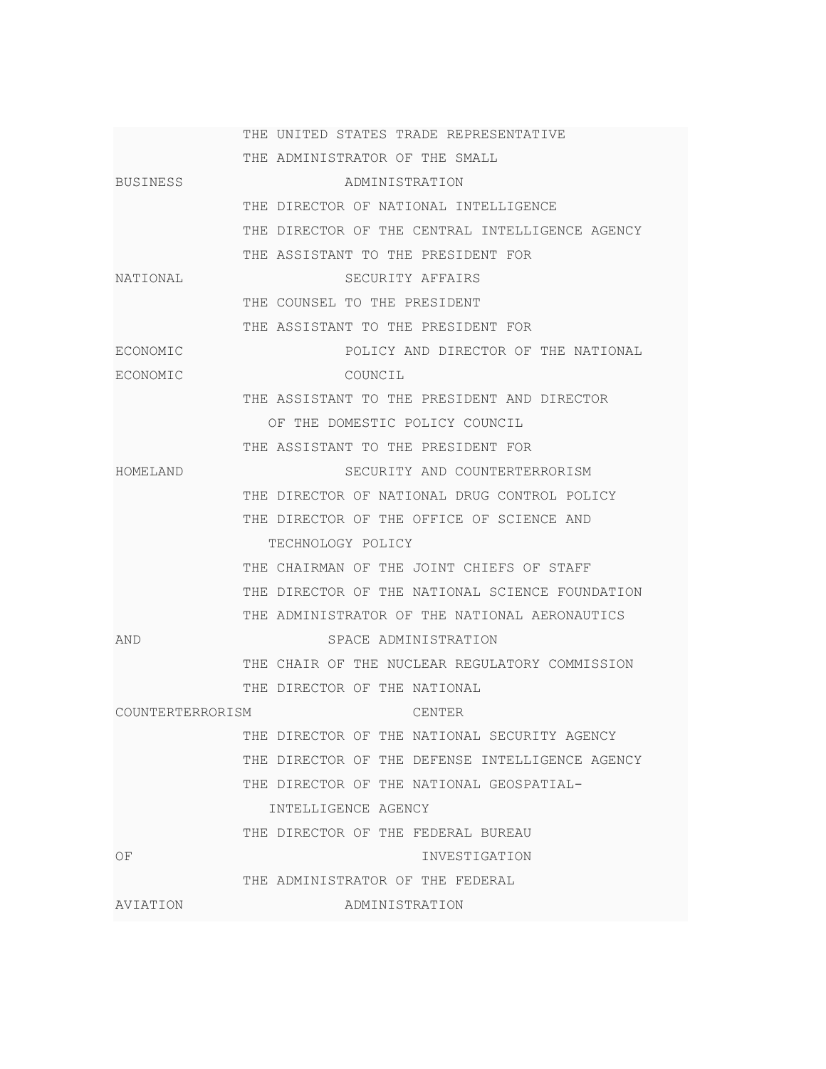THE UNITED STATES TRADE REPRESENTATIVE
THE ADMINISTRATOR OF THE SMALL BUSINESS ADMINISTRATION
THE DIRECTOR OF NATIONAL INTELLIGENCE
THE DIRECTOR OF THE CENTRAL INTELLIGENCE AGENCY
THE ASSISTANT TO THE PRESIDENT FOR NATIONAL SECURITY AFFAIRS
THE COUNSEL TO THE PRESIDENT
THE ASSISTANT TO THE PRESIDENT FOR ECONOMIC POLICY AND DIRECTOR OF THE NATIONAL ECONOMIC COUNCIL
THE ASSISTANT TO THE PRESIDENT AND DIRECTOR OF THE DOMESTIC POLICY COUNCIL
THE ASSISTANT TO THE PRESIDENT FOR HOMELAND SECURITY AND COUNTERTERRORISM
THE DIRECTOR OF NATIONAL DRUG CONTROL POLICY
THE DIRECTOR OF THE OFFICE OF SCIENCE AND TECHNOLOGY POLICY
THE CHAIRMAN OF THE JOINT CHIEFS OF STAFF
THE DIRECTOR OF THE NATIONAL SCIENCE FOUNDATION
THE ADMINISTRATOR OF THE NATIONAL AERONAUTICS AND SPACE ADMINISTRATION
THE CHAIR OF THE NUCLEAR REGULATORY COMMISSION
THE DIRECTOR OF THE NATIONAL COUNTERTERRORISM CENTER
THE DIRECTOR OF THE NATIONAL SECURITY AGENCY
THE DIRECTOR OF THE DEFENSE INTELLIGENCE AGENCY
THE DIRECTOR OF THE NATIONAL GEOSPATIAL-INTELLIGENCE AGENCY
THE DIRECTOR OF THE FEDERAL BUREAU OF INVESTIGATION
THE ADMINISTRATOR OF THE FEDERAL AVIATION ADMINISTRATION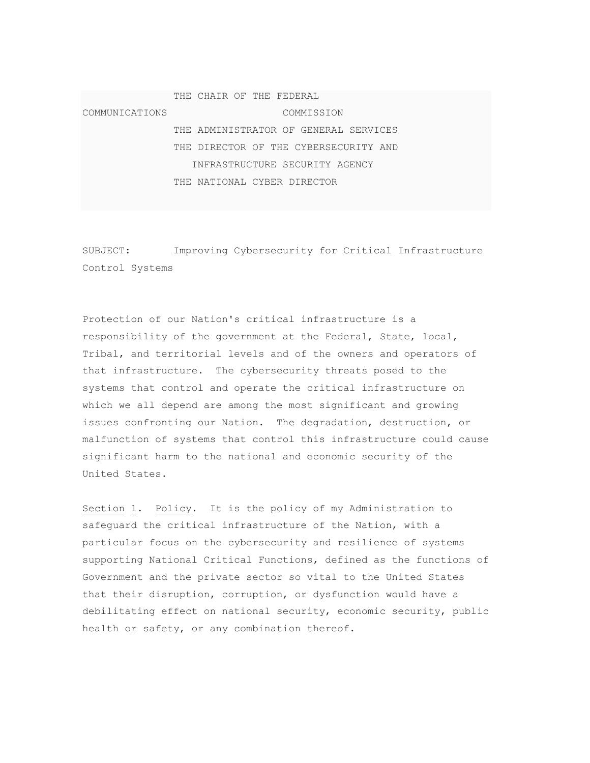THE CHAIR OF THE FEDERAL COMMUNICATIONS COMMISSION
THE ADMINISTRATOR OF GENERAL SERVICES
THE DIRECTOR OF THE CYBERSECURITY AND INFRASTRUCTURE SECURITY AGENCY
THE NATIONAL CYBER DIRECTOR

SUBJECT: Improving Cybersecurity for Critical Infrastructure Control Systems

Protection of our Nation's critical infrastructure is a responsibility of the government at the Federal, State, local, Tribal, and territorial levels and of the owners and operators of that infrastructure. The cybersecurity threats posed to the systems that control and operate the critical infrastructure on which we all depend are among the most significant and growing issues confronting our Nation. The degradation, destruction, or malfunction of systems that control this infrastructure could cause significant harm to the national and economic security of the United States.

Section 1. Policy. It is the policy of my Administration to safeguard the critical infrastructure of the Nation, with a particular focus on the cybersecurity and resilience of systems supporting National Critical Functions, defined as the functions of Government and the private sector so vital to the United States that their disruption, corruption, or dysfunction would have a debilitating effect on national security, economic security, public health or safety, or any combination thereof.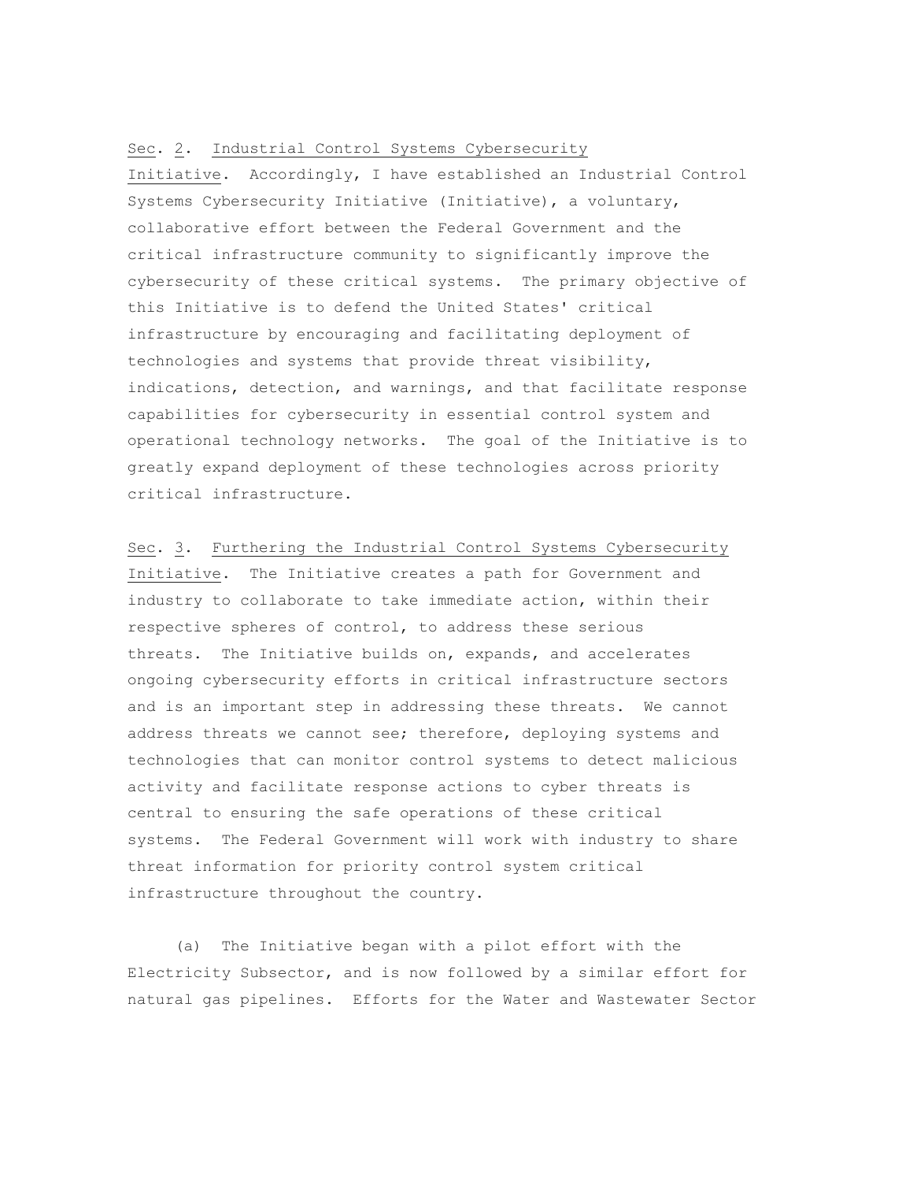Sec. 2. Industrial Control Systems Cybersecurity Initiative. Accordingly, I have established an Industrial Control Systems Cybersecurity Initiative (Initiative), a voluntary, collaborative effort between the Federal Government and the critical infrastructure community to significantly improve the cybersecurity of these critical systems. The primary objective of this Initiative is to defend the United States' critical infrastructure by encouraging and facilitating deployment of technologies and systems that provide threat visibility, indications, detection, and warnings, and that facilitate response capabilities for cybersecurity in essential control system and operational technology networks. The goal of the Initiative is to greatly expand deployment of these technologies across priority critical infrastructure.

Sec. 3. Furthering the Industrial Control Systems Cybersecurity Initiative. The Initiative creates a path for Government and industry to collaborate to take immediate action, within their respective spheres of control, to address these serious threats. The Initiative builds on, expands, and accelerates ongoing cybersecurity efforts in critical infrastructure sectors and is an important step in addressing these threats. We cannot address threats we cannot see; therefore, deploying systems and technologies that can monitor control systems to detect malicious activity and facilitate response actions to cyber threats is central to ensuring the safe operations of these critical systems. The Federal Government will work with industry to share threat information for priority control system critical infrastructure throughout the country.

(a) The Initiative began with a pilot effort with the Electricity Subsector, and is now followed by a similar effort for natural gas pipelines. Efforts for the Water and Wastewater Sector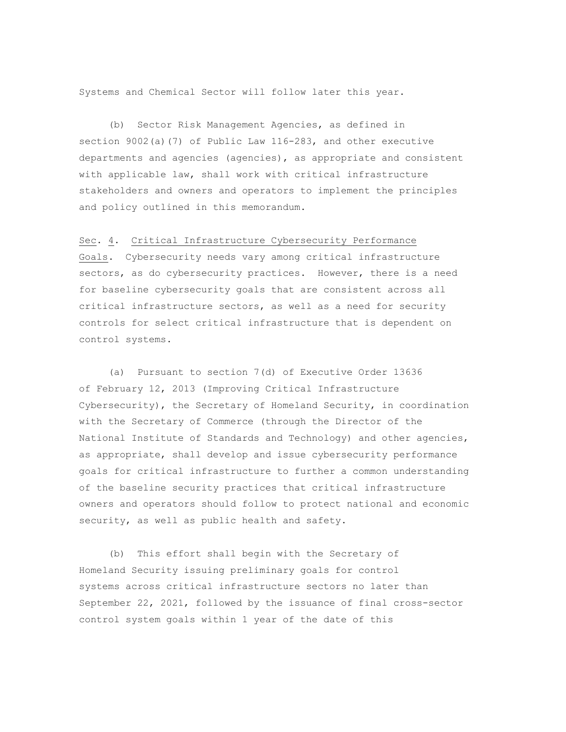Systems and Chemical Sector will follow later this year.

(b) Sector Risk Management Agencies, as defined in section 9002(a)(7) of Public Law 116-283, and other executive departments and agencies (agencies), as appropriate and consistent with applicable law, shall work with critical infrastructure stakeholders and owners and operators to implement the principles and policy outlined in this memorandum.

Sec. 4. Critical Infrastructure Cybersecurity Performance Goals. Cybersecurity needs vary among critical infrastructure sectors, as do cybersecurity practices. However, there is a need for baseline cybersecurity goals that are consistent across all critical infrastructure sectors, as well as a need for security controls for select critical infrastructure that is dependent on control systems.

(a) Pursuant to section 7(d) of Executive Order 13636 of February 12, 2013 (Improving Critical Infrastructure Cybersecurity), the Secretary of Homeland Security, in coordination with the Secretary of Commerce (through the Director of the National Institute of Standards and Technology) and other agencies, as appropriate, shall develop and issue cybersecurity performance goals for critical infrastructure to further a common understanding of the baseline security practices that critical infrastructure owners and operators should follow to protect national and economic security, as well as public health and safety.

(b) This effort shall begin with the Secretary of Homeland Security issuing preliminary goals for control systems across critical infrastructure sectors no later than September 22, 2021, followed by the issuance of final cross-sector control system goals within 1 year of the date of this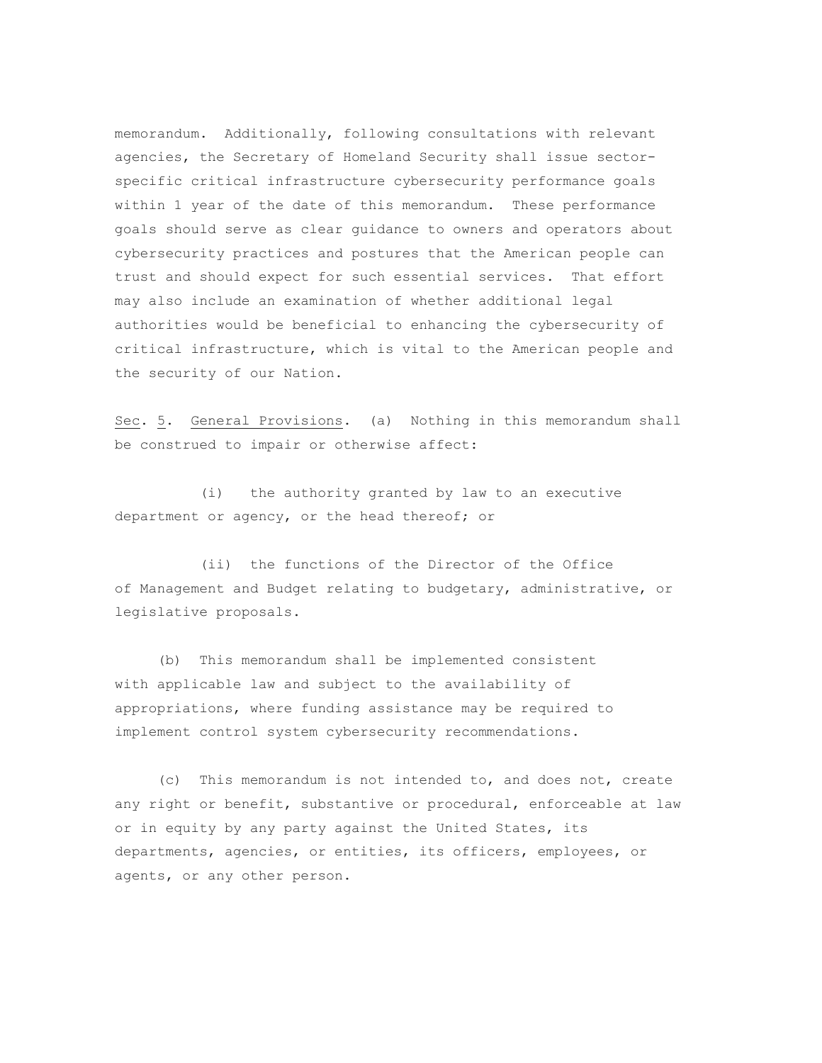memorandum. Additionally, following consultations with relevant agencies, the Secretary of Homeland Security shall issue sector-specific critical infrastructure cybersecurity performance goals within 1 year of the date of this memorandum. These performance goals should serve as clear guidance to owners and operators about cybersecurity practices and postures that the American people can trust and should expect for such essential services. That effort may also include an examination of whether additional legal authorities would be beneficial to enhancing the cybersecurity of critical infrastructure, which is vital to the American people and the security of our Nation.

Sec. 5. General Provisions. (a) Nothing in this memorandum shall be construed to impair or otherwise affect:

(i) the authority granted by law to an executive department or agency, or the head thereof; or

(ii) the functions of the Director of the Office of Management and Budget relating to budgetary, administrative, or legislative proposals.

(b) This memorandum shall be implemented consistent with applicable law and subject to the availability of appropriations, where funding assistance may be required to implement control system cybersecurity recommendations.

(c) This memorandum is not intended to, and does not, create any right or benefit, substantive or procedural, enforceable at law or in equity by any party against the United States, its departments, agencies, or entities, its officers, employees, or agents, or any other person.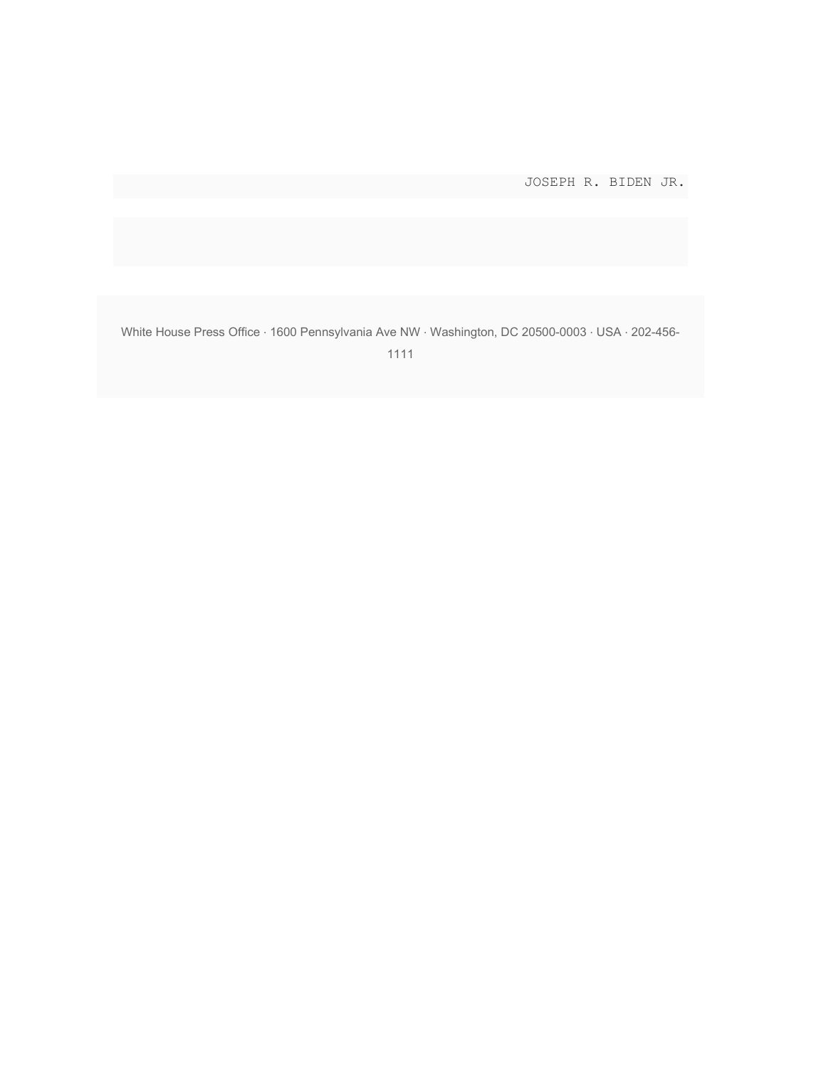JOSEPH R. BIDEN JR.

White House Press Office · 1600 Pennsylvania Ave NW · Washington, DC 20500-0003 · USA · 202-456-1111